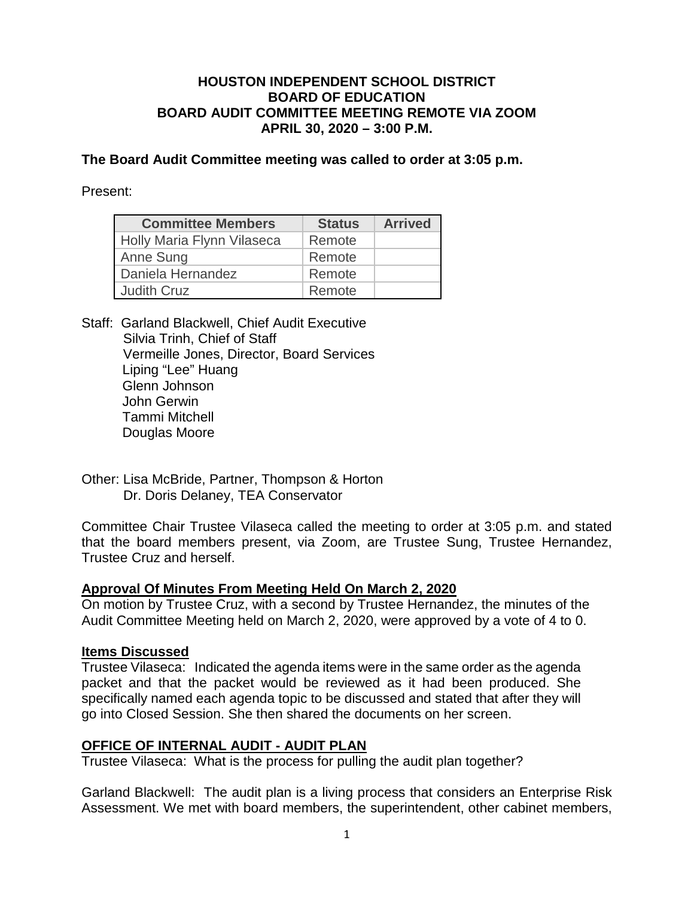# HOUSTON INDEPENDENT SCHOOL DISTRICT
# BOARD OF EDUCATION
# BOARD AUDIT COMMITTEE MEETING REMOTE VIA ZOOM
# APRIL 30, 2020 – 3:00 P.M.

**The Board Audit Committee meeting was called to order at 3:05 p.m.**

Present:

| Committee Members | Status | Arrived |
|---|---|---|
| Holly Maria Flynn Vilaseca | Remote | |
| Anne Sung | Remote | |
| Daniela Hernandez | Remote | |
| Judith Cruz | Remote | |

Staff: Garland Blackwell, Chief Audit Executive
Silvia Trinh, Chief of Staff
Vermeille Jones, Director, Board Services
Liping "Lee" Huang
Glenn Johnson
John Gerwin
Tammi Mitchell
Douglas Moore

Other: Lisa McBride, Partner, Thompson & Horton
Dr. Doris Delaney, TEA Conservator

Committee Chair Trustee Vilaseca called the meeting to order at 3:05 p.m. and stated that the board members present, via Zoom, are Trustee Sung, Trustee Hernandez, Trustee Cruz and herself.

**Approval Of Minutes From Meeting Held On March 2, 2020**

On motion by Trustee Cruz, with a second by Trustee Hernandez, the minutes of the Audit Committee Meeting held on March 2, 2020, were approved by a vote of 4 to 0.

**Items Discussed**

Trustee Vilaseca: Indicated the agenda items were in the same order as the agenda packet and that the packet would be reviewed as it had been produced. She specifically named each agenda topic to be discussed and stated that after they will go into Closed Session. She then shared the documents on her screen.

**OFFICE OF INTERNAL AUDIT - AUDIT PLAN**

Trustee Vilaseca: What is the process for pulling the audit plan together?

Garland Blackwell: The audit plan is a living process that considers an Enterprise Risk Assessment. We met with board members, the superintendent, other cabinet members,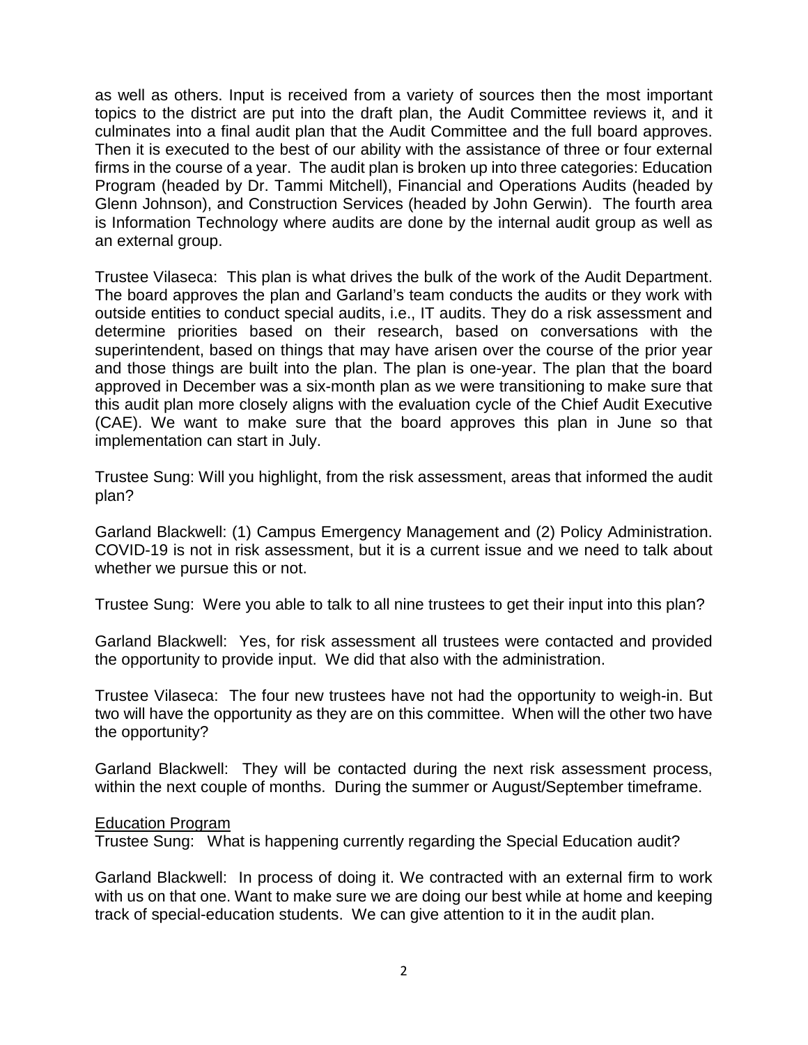as well as others. Input is received from a variety of sources then the most important topics to the district are put into the draft plan, the Audit Committee reviews it, and it culminates into a final audit plan that the Audit Committee and the full board approves. Then it is executed to the best of our ability with the assistance of three or four external firms in the course of a year. The audit plan is broken up into three categories: Education Program (headed by Dr. Tammi Mitchell), Financial and Operations Audits (headed by Glenn Johnson), and Construction Services (headed by John Gerwin). The fourth area is Information Technology where audits are done by the internal audit group as well as an external group.

Trustee Vilaseca: This plan is what drives the bulk of the work of the Audit Department. The board approves the plan and Garland's team conducts the audits or they work with outside entities to conduct special audits, i.e., IT audits. They do a risk assessment and determine priorities based on their research, based on conversations with the superintendent, based on things that may have arisen over the course of the prior year and those things are built into the plan. The plan is one-year. The plan that the board approved in December was a six-month plan as we were transitioning to make sure that this audit plan more closely aligns with the evaluation cycle of the Chief Audit Executive (CAE). We want to make sure that the board approves this plan in June so that implementation can start in July.

Trustee Sung: Will you highlight, from the risk assessment, areas that informed the audit plan?

Garland Blackwell: (1) Campus Emergency Management and (2) Policy Administration. COVID-19 is not in risk assessment, but it is a current issue and we need to talk about whether we pursue this or not.

Trustee Sung: Were you able to talk to all nine trustees to get their input into this plan?

Garland Blackwell: Yes, for risk assessment all trustees were contacted and provided the opportunity to provide input. We did that also with the administration.

Trustee Vilaseca: The four new trustees have not had the opportunity to weigh-in. But two will have the opportunity as they are on this committee. When will the other two have the opportunity?

Garland Blackwell: They will be contacted during the next risk assessment process, within the next couple of months. During the summer or August/September timeframe.

<u>Education Program</u>

Trustee Sung: What is happening currently regarding the Special Education audit?

Garland Blackwell: In process of doing it. We contracted with an external firm to work with us on that one. Want to make sure we are doing our best while at home and keeping track of special-education students. We can give attention to it in the audit plan.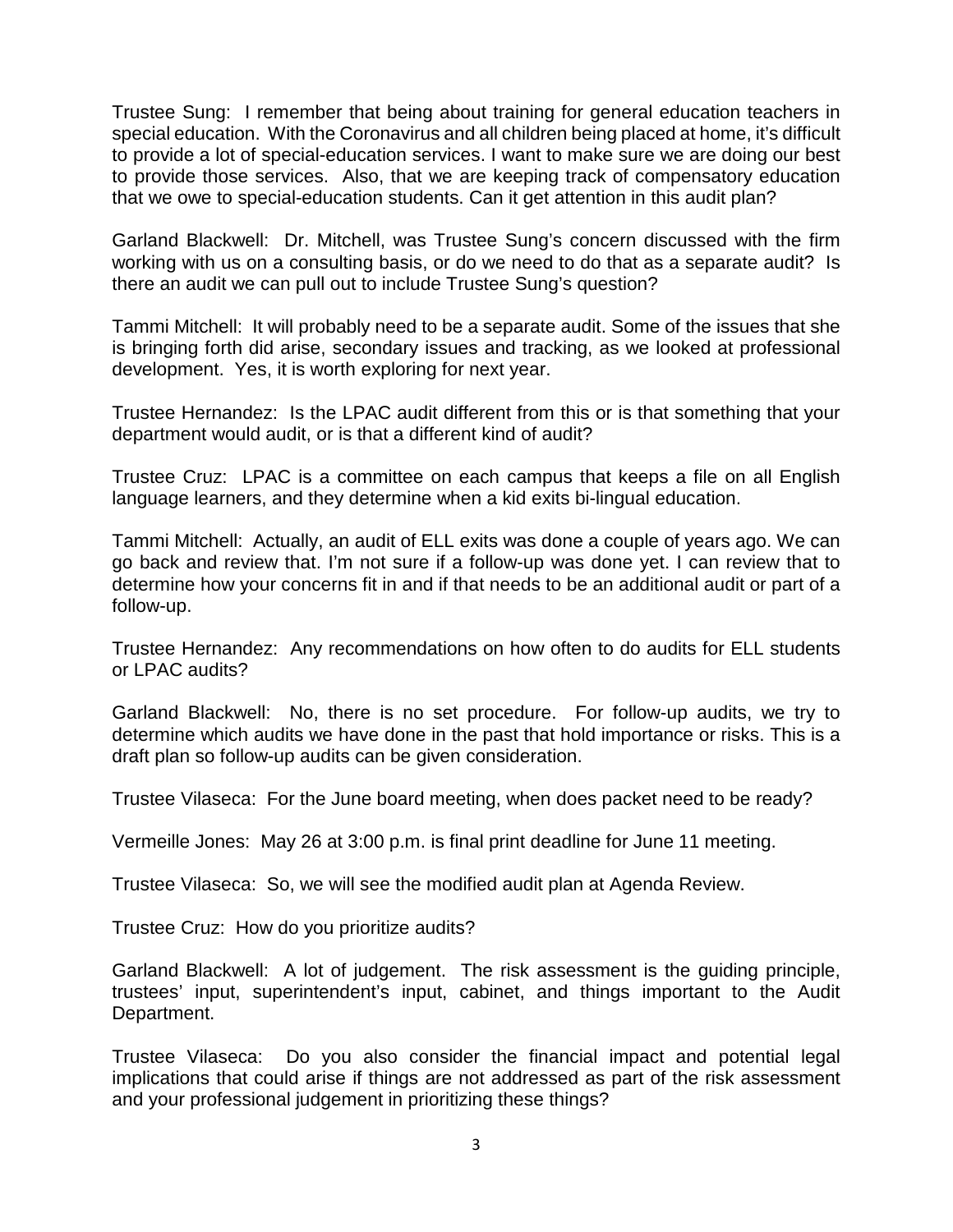Trustee Sung: I remember that being about training for general education teachers in special education. With the Coronavirus and all children being placed at home, it's difficult to provide a lot of special-education services. I want to make sure we are doing our best to provide those services. Also, that we are keeping track of compensatory education that we owe to special-education students. Can it get attention in this audit plan?

Garland Blackwell: Dr. Mitchell, was Trustee Sung's concern discussed with the firm working with us on a consulting basis, or do we need to do that as a separate audit? Is there an audit we can pull out to include Trustee Sung's question?

Tammi Mitchell: It will probably need to be a separate audit. Some of the issues that she is bringing forth did arise, secondary issues and tracking, as we looked at professional development. Yes, it is worth exploring for next year.

Trustee Hernandez: Is the LPAC audit different from this or is that something that your department would audit, or is that a different kind of audit?

Trustee Cruz: LPAC is a committee on each campus that keeps a file on all English language learners, and they determine when a kid exits bi-lingual education.

Tammi Mitchell: Actually, an audit of ELL exits was done a couple of years ago. We can go back and review that. I'm not sure if a follow-up was done yet. I can review that to determine how your concerns fit in and if that needs to be an additional audit or part of a follow-up.

Trustee Hernandez: Any recommendations on how often to do audits for ELL students or LPAC audits?

Garland Blackwell: No, there is no set procedure. For follow-up audits, we try to determine which audits we have done in the past that hold importance or risks. This is a draft plan so follow-up audits can be given consideration.

Trustee Vilaseca: For the June board meeting, when does packet need to be ready?

Vermeille Jones: May 26 at 3:00 p.m. is final print deadline for June 11 meeting.

Trustee Vilaseca: So, we will see the modified audit plan at Agenda Review.

Trustee Cruz: How do you prioritize audits?

Garland Blackwell: A lot of judgement. The risk assessment is the guiding principle, trustees' input, superintendent's input, cabinet, and things important to the Audit Department.

Trustee Vilaseca: Do you also consider the financial impact and potential legal implications that could arise if things are not addressed as part of the risk assessment and your professional judgement in prioritizing these things?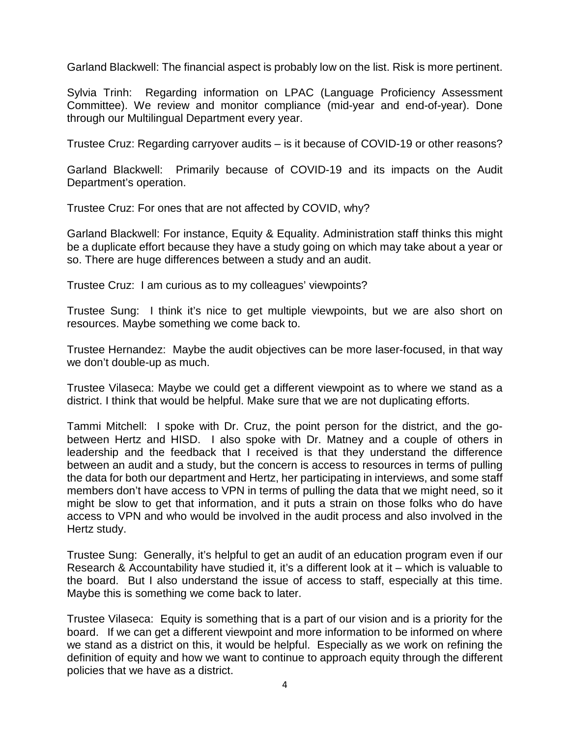Garland Blackwell: The financial aspect is probably low on the list. Risk is more pertinent.

Sylvia Trinh: Regarding information on LPAC (Language Proficiency Assessment Committee). We review and monitor compliance (mid-year and end-of-year). Done through our Multilingual Department every year.

Trustee Cruz: Regarding carryover audits – is it because of COVID-19 or other reasons?

Garland Blackwell: Primarily because of COVID-19 and its impacts on the Audit Department's operation.

Trustee Cruz: For ones that are not affected by COVID, why?

Garland Blackwell: For instance, Equity & Equality. Administration staff thinks this might be a duplicate effort because they have a study going on which may take about a year or so. There are huge differences between a study and an audit.

Trustee Cruz: I am curious as to my colleagues' viewpoints?

Trustee Sung: I think it's nice to get multiple viewpoints, but we are also short on resources. Maybe something we come back to.

Trustee Hernandez: Maybe the audit objectives can be more laser-focused, in that way we don't double-up as much.

Trustee Vilaseca: Maybe we could get a different viewpoint as to where we stand as a district. I think that would be helpful. Make sure that we are not duplicating efforts.

Tammi Mitchell: I spoke with Dr. Cruz, the point person for the district, and the go-between Hertz and HISD. I also spoke with Dr. Matney and a couple of others in leadership and the feedback that I received is that they understand the difference between an audit and a study, but the concern is access to resources in terms of pulling the data for both our department and Hertz, her participating in interviews, and some staff members don't have access to VPN in terms of pulling the data that we might need, so it might be slow to get that information, and it puts a strain on those folks who do have access to VPN and who would be involved in the audit process and also involved in the Hertz study.

Trustee Sung: Generally, it's helpful to get an audit of an education program even if our Research & Accountability have studied it, it's a different look at it – which is valuable to the board. But I also understand the issue of access to staff, especially at this time. Maybe this is something we come back to later.

Trustee Vilaseca: Equity is something that is a part of our vision and is a priority for the board. If we can get a different viewpoint and more information to be informed on where we stand as a district on this, it would be helpful. Especially as we work on refining the definition of equity and how we want to continue to approach equity through the different policies that we have as a district.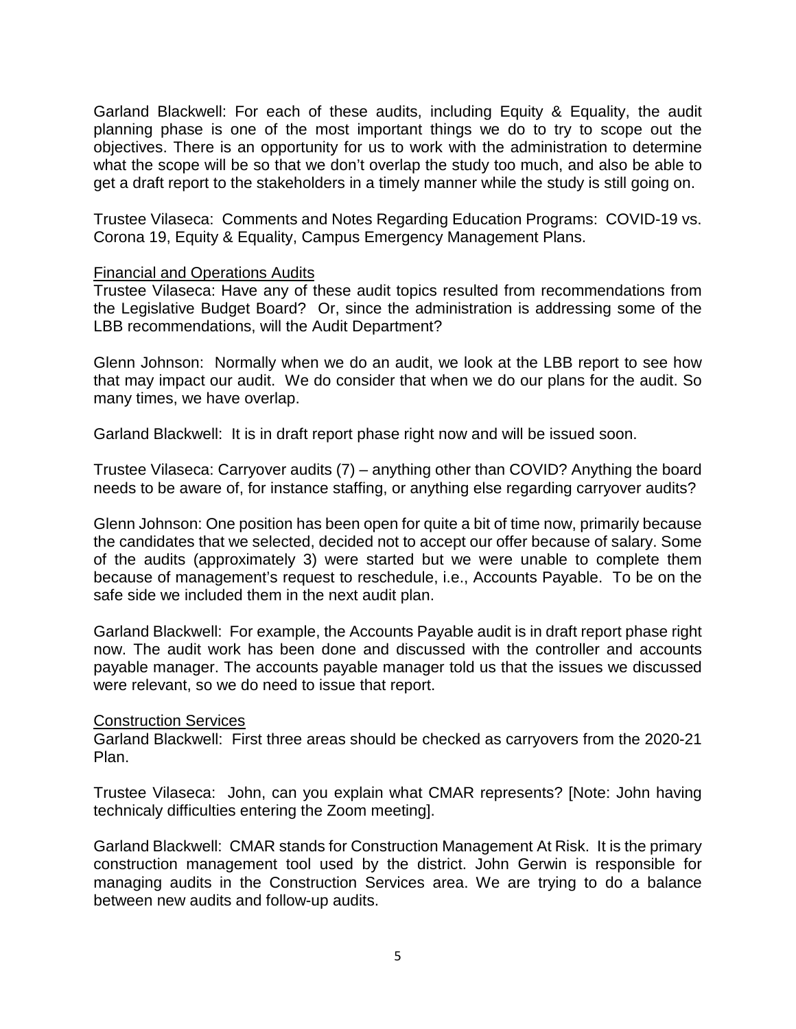Garland Blackwell: For each of these audits, including Equity & Equality, the audit planning phase is one of the most important things we do to try to scope out the objectives. There is an opportunity for us to work with the administration to determine what the scope will be so that we don't overlap the study too much, and also be able to get a draft report to the stakeholders in a timely manner while the study is still going on.

Trustee Vilaseca: Comments and Notes Regarding Education Programs: COVID-19 vs. Corona 19, Equity & Equality, Campus Emergency Management Plans.

<u>Financial and Operations Audits</u>

Trustee Vilaseca: Have any of these audit topics resulted from recommendations from the Legislative Budget Board? Or, since the administration is addressing some of the LBB recommendations, will the Audit Department?

Glenn Johnson: Normally when we do an audit, we look at the LBB report to see how that may impact our audit. We do consider that when we do our plans for the audit. So many times, we have overlap.

Garland Blackwell: It is in draft report phase right now and will be issued soon.

Trustee Vilaseca: Carryover audits (7) – anything other than COVID? Anything the board needs to be aware of, for instance staffing, or anything else regarding carryover audits?

Glenn Johnson: One position has been open for quite a bit of time now, primarily because the candidates that we selected, decided not to accept our offer because of salary. Some of the audits (approximately 3) were started but we were unable to complete them because of management's request to reschedule, i.e., Accounts Payable. To be on the safe side we included them in the next audit plan.

Garland Blackwell: For example, the Accounts Payable audit is in draft report phase right now. The audit work has been done and discussed with the controller and accounts payable manager. The accounts payable manager told us that the issues we discussed were relevant, so we do need to issue that report.

<u>Construction Services</u>

Garland Blackwell: First three areas should be checked as carryovers from the 2020-21 Plan.

Trustee Vilaseca: John, can you explain what CMAR represents? [Note: John having technicaly difficulties entering the Zoom meeting].

Garland Blackwell: CMAR stands for Construction Management At Risk. It is the primary construction management tool used by the district. John Gerwin is responsible for managing audits in the Construction Services area. We are trying to do a balance between new audits and follow-up audits.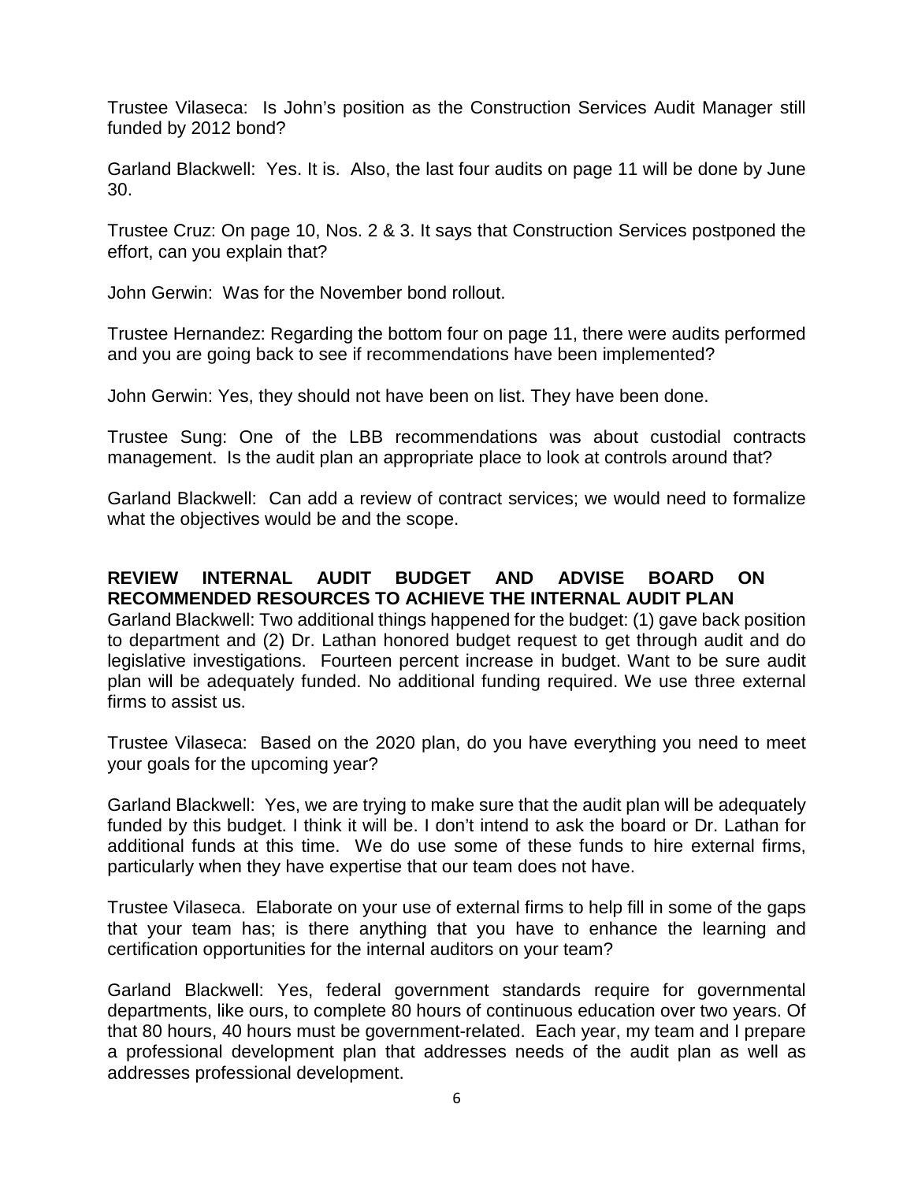Trustee Vilaseca: Is John's position as the Construction Services Audit Manager still funded by 2012 bond?

Garland Blackwell: Yes. It is. Also, the last four audits on page 11 will be done by June 30.

Trustee Cruz: On page 10, Nos. 2 & 3. It says that Construction Services postponed the effort, can you explain that?

John Gerwin: Was for the November bond rollout.

Trustee Hernandez: Regarding the bottom four on page 11, there were audits performed and you are going back to see if recommendations have been implemented?

John Gerwin: Yes, they should not have been on list. They have been done.

Trustee Sung: One of the LBB recommendations was about custodial contracts management. Is the audit plan an appropriate place to look at controls around that?

Garland Blackwell: Can add a review of contract services; we would need to formalize what the objectives would be and the scope.

**REVIEW INTERNAL AUDIT BUDGET AND ADVISE BOARD ON RECOMMENDED RESOURCES TO ACHIEVE THE INTERNAL AUDIT PLAN**

Garland Blackwell: Two additional things happened for the budget: (1) gave back position to department and (2) Dr. Lathan honored budget request to get through audit and do legislative investigations. Fourteen percent increase in budget. Want to be sure audit plan will be adequately funded. No additional funding required. We use three external firms to assist us.

Trustee Vilaseca: Based on the 2020 plan, do you have everything you need to meet your goals for the upcoming year?

Garland Blackwell: Yes, we are trying to make sure that the audit plan will be adequately funded by this budget. I think it will be. I don't intend to ask the board or Dr. Lathan for additional funds at this time. We do use some of these funds to hire external firms, particularly when they have expertise that our team does not have.

Trustee Vilaseca. Elaborate on your use of external firms to help fill in some of the gaps that your team has; is there anything that you have to enhance the learning and certification opportunities for the internal auditors on your team?

Garland Blackwell: Yes, federal government standards require for governmental departments, like ours, to complete 80 hours of continuous education over two years. Of that 80 hours, 40 hours must be government-related. Each year, my team and I prepare a professional development plan that addresses needs of the audit plan as well as addresses professional development.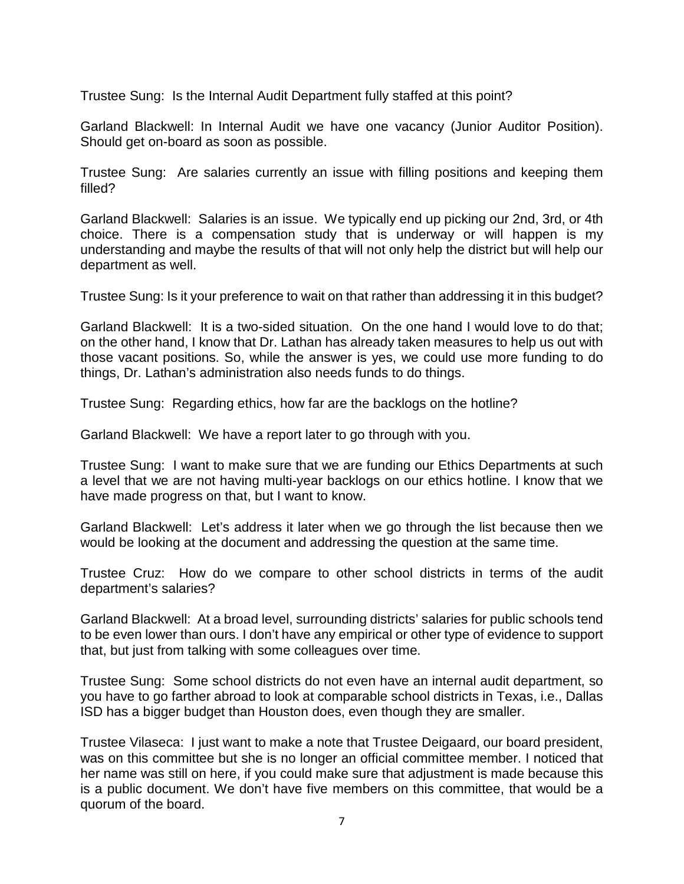Trustee Sung: Is the Internal Audit Department fully staffed at this point?

Garland Blackwell: In Internal Audit we have one vacancy (Junior Auditor Position). Should get on-board as soon as possible.

Trustee Sung: Are salaries currently an issue with filling positions and keeping them filled?

Garland Blackwell: Salaries is an issue. We typically end up picking our 2nd, 3rd, or 4th choice. There is a compensation study that is underway or will happen is my understanding and maybe the results of that will not only help the district but will help our department as well.

Trustee Sung: Is it your preference to wait on that rather than addressing it in this budget?

Garland Blackwell: It is a two-sided situation. On the one hand I would love to do that; on the other hand, I know that Dr. Lathan has already taken measures to help us out with those vacant positions. So, while the answer is yes, we could use more funding to do things, Dr. Lathan's administration also needs funds to do things.

Trustee Sung: Regarding ethics, how far are the backlogs on the hotline?

Garland Blackwell: We have a report later to go through with you.

Trustee Sung: I want to make sure that we are funding our Ethics Departments at such a level that we are not having multi-year backlogs on our ethics hotline. I know that we have made progress on that, but I want to know.

Garland Blackwell: Let's address it later when we go through the list because then we would be looking at the document and addressing the question at the same time.

Trustee Cruz: How do we compare to other school districts in terms of the audit department's salaries?

Garland Blackwell: At a broad level, surrounding districts' salaries for public schools tend to be even lower than ours. I don't have any empirical or other type of evidence to support that, but just from talking with some colleagues over time.

Trustee Sung: Some school districts do not even have an internal audit department, so you have to go farther abroad to look at comparable school districts in Texas, i.e., Dallas ISD has a bigger budget than Houston does, even though they are smaller.

Trustee Vilaseca: I just want to make a note that Trustee Deigaard, our board president, was on this committee but she is no longer an official committee member. I noticed that her name was still on here, if you could make sure that adjustment is made because this is a public document. We don't have five members on this committee, that would be a quorum of the board.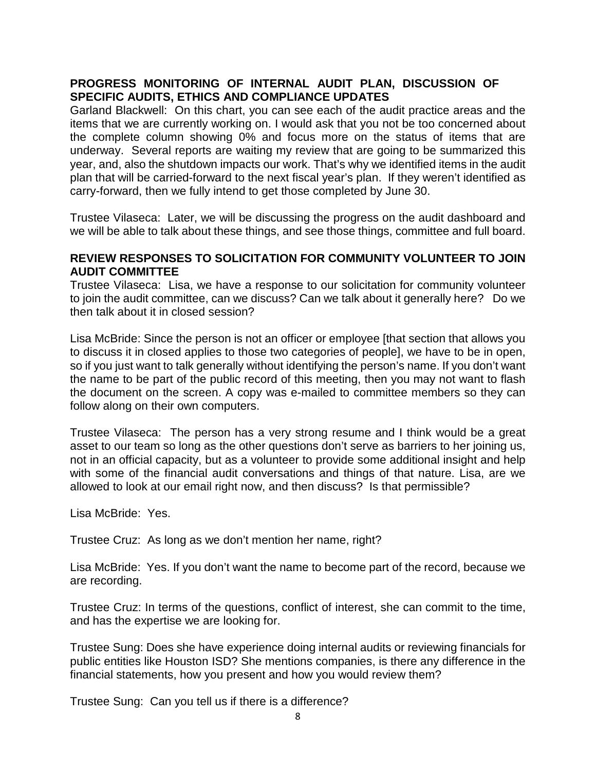**PROGRESS MONITORING OF INTERNAL AUDIT PLAN, DISCUSSION OF SPECIFIC AUDITS, ETHICS AND COMPLIANCE UPDATES**

Garland Blackwell: On this chart, you can see each of the audit practice areas and the items that we are currently working on. I would ask that you not be too concerned about the complete column showing 0% and focus more on the status of items that are underway. Several reports are waiting my review that are going to be summarized this year, and, also the shutdown impacts our work. That's why we identified items in the audit plan that will be carried-forward to the next fiscal year's plan. If they weren't identified as carry-forward, then we fully intend to get those completed by June 30.

Trustee Vilaseca: Later, we will be discussing the progress on the audit dashboard and we will be able to talk about these things, and see those things, committee and full board.

**REVIEW RESPONSES TO SOLICITATION FOR COMMUNITY VOLUNTEER TO JOIN AUDIT COMMITTEE**

Trustee Vilaseca: Lisa, we have a response to our solicitation for community volunteer to join the audit committee, can we discuss? Can we talk about it generally here? Do we then talk about it in closed session?

Lisa McBride: Since the person is not an officer or employee [that section that allows you to discuss it in closed applies to those two categories of people], we have to be in open, so if you just want to talk generally without identifying the person's name. If you don't want the name to be part of the public record of this meeting, then you may not want to flash the document on the screen. A copy was e-mailed to committee members so they can follow along on their own computers.

Trustee Vilaseca: The person has a very strong resume and I think would be a great asset to our team so long as the other questions don't serve as barriers to her joining us, not in an official capacity, but as a volunteer to provide some additional insight and help with some of the financial audit conversations and things of that nature. Lisa, are we allowed to look at our email right now, and then discuss? Is that permissible?

Lisa McBride: Yes.

Trustee Cruz: As long as we don't mention her name, right?

Lisa McBride: Yes. If you don't want the name to become part of the record, because we are recording.

Trustee Cruz: In terms of the questions, conflict of interest, she can commit to the time, and has the expertise we are looking for.

Trustee Sung: Does she have experience doing internal audits or reviewing financials for public entities like Houston ISD? She mentions companies, is there any difference in the financial statements, how you present and how you would review them?

Trustee Sung: Can you tell us if there is a difference?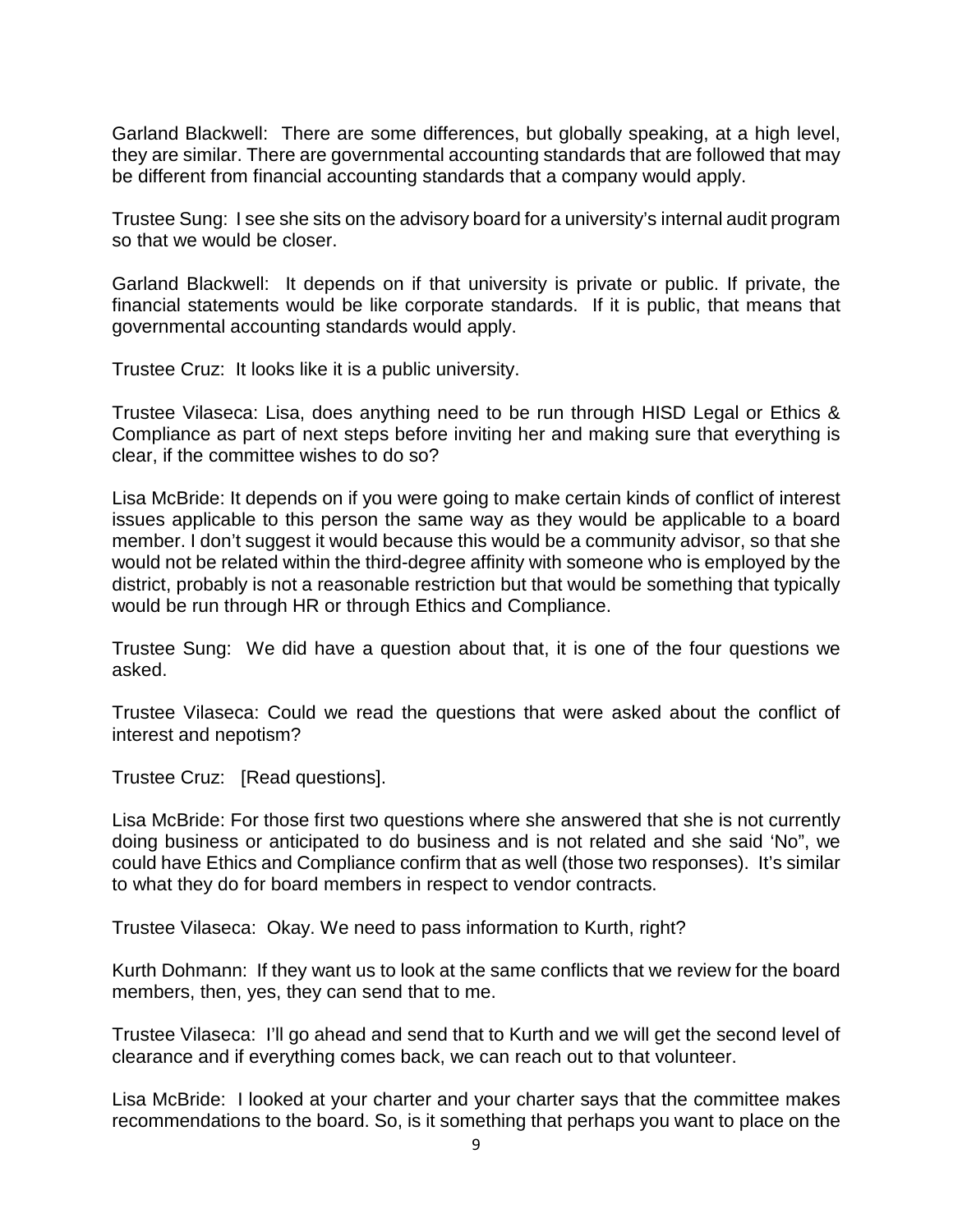Garland Blackwell: There are some differences, but globally speaking, at a high level, they are similar. There are governmental accounting standards that are followed that may be different from financial accounting standards that a company would apply.

Trustee Sung: I see she sits on the advisory board for a university's internal audit program so that we would be closer.

Garland Blackwell: It depends on if that university is private or public. If private, the financial statements would be like corporate standards. If it is public, that means that governmental accounting standards would apply.

Trustee Cruz: It looks like it is a public university.

Trustee Vilaseca: Lisa, does anything need to be run through HISD Legal or Ethics & Compliance as part of next steps before inviting her and making sure that everything is clear, if the committee wishes to do so?

Lisa McBride: It depends on if you were going to make certain kinds of conflict of interest issues applicable to this person the same way as they would be applicable to a board member. I don't suggest it would because this would be a community advisor, so that she would not be related within the third-degree affinity with someone who is employed by the district, probably is not a reasonable restriction but that would be something that typically would be run through HR or through Ethics and Compliance.

Trustee Sung: We did have a question about that, it is one of the four questions we asked.

Trustee Vilaseca: Could we read the questions that were asked about the conflict of interest and nepotism?

Trustee Cruz: [Read questions].

Lisa McBride: For those first two questions where she answered that she is not currently doing business or anticipated to do business and is not related and she said 'No", we could have Ethics and Compliance confirm that as well (those two responses). It's similar to what they do for board members in respect to vendor contracts.

Trustee Vilaseca: Okay. We need to pass information to Kurth, right?

Kurth Dohmann: If they want us to look at the same conflicts that we review for the board members, then, yes, they can send that to me.

Trustee Vilaseca: I'll go ahead and send that to Kurth and we will get the second level of clearance and if everything comes back, we can reach out to that volunteer.

Lisa McBride: I looked at your charter and your charter says that the committee makes recommendations to the board. So, is it something that perhaps you want to place on the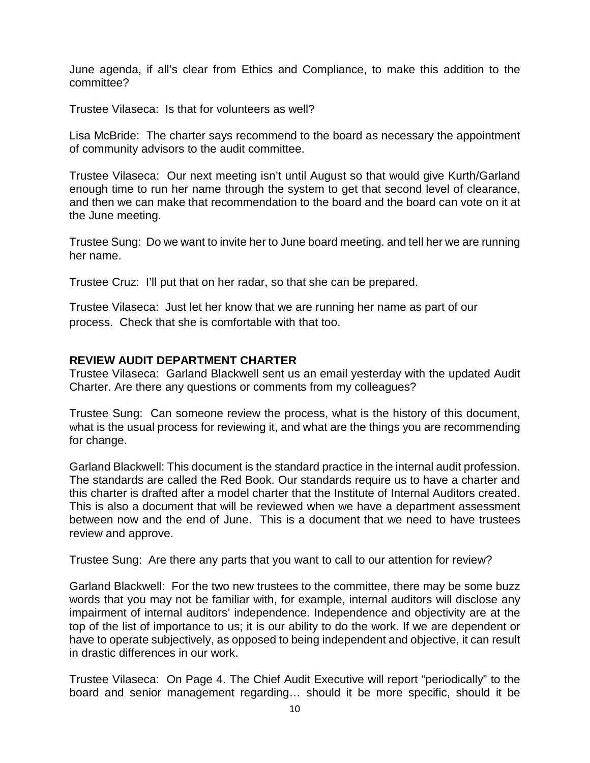June agenda, if all's clear from Ethics and Compliance, to make this addition to the committee?

Trustee Vilaseca: Is that for volunteers as well?

Lisa McBride: The charter says recommend to the board as necessary the appointment of community advisors to the audit committee.

Trustee Vilaseca: Our next meeting isn't until August so that would give Kurth/Garland enough time to run her name through the system to get that second level of clearance, and then we can make that recommendation to the board and the board can vote on it at the June meeting.

Trustee Sung: Do we want to invite her to June board meeting. and tell her we are running her name.

Trustee Cruz: I'll put that on her radar, so that she can be prepared.

Trustee Vilaseca: Just let her know that we are running her name as part of our process. Check that she is comfortable with that too.

**REVIEW AUDIT DEPARTMENT CHARTER**

Trustee Vilaseca: Garland Blackwell sent us an email yesterday with the updated Audit Charter. Are there any questions or comments from my colleagues?

Trustee Sung: Can someone review the process, what is the history of this document, what is the usual process for reviewing it, and what are the things you are recommending for change.

Garland Blackwell: This document is the standard practice in the internal audit profession. The standards are called the Red Book. Our standards require us to have a charter and this charter is drafted after a model charter that the Institute of Internal Auditors created. This is also a document that will be reviewed when we have a department assessment between now and the end of June. This is a document that we need to have trustees review and approve.

Trustee Sung: Are there any parts that you want to call to our attention for review?

Garland Blackwell: For the two new trustees to the committee, there may be some buzz words that you may not be familiar with, for example, internal auditors will disclose any impairment of internal auditors' independence. Independence and objectivity are at the top of the list of importance to us; it is our ability to do the work. If we are dependent or have to operate subjectively, as opposed to being independent and objective, it can result in drastic differences in our work.

Trustee Vilaseca: On Page 4. The Chief Audit Executive will report "periodically" to the board and senior management regarding… should it be more specific, should it be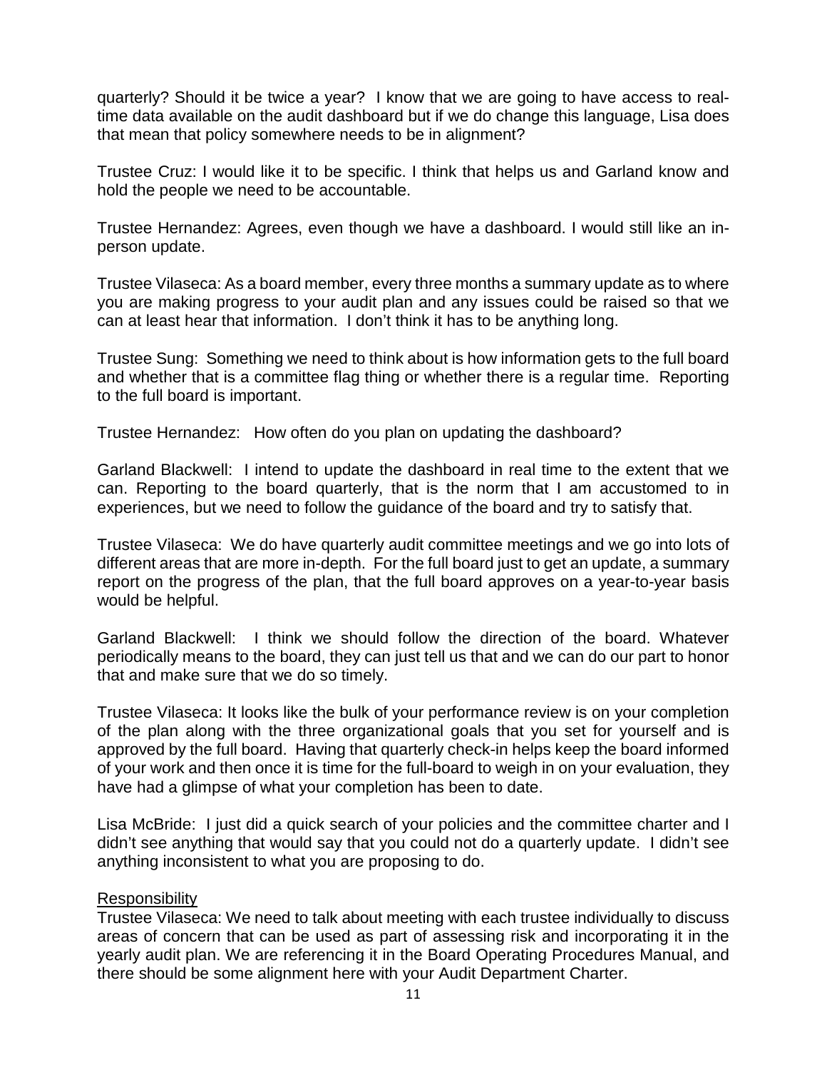quarterly? Should it be twice a year? I know that we are going to have access to real-time data available on the audit dashboard but if we do change this language, Lisa does that mean that policy somewhere needs to be in alignment?

Trustee Cruz: I would like it to be specific. I think that helps us and Garland know and hold the people we need to be accountable.

Trustee Hernandez: Agrees, even though we have a dashboard. I would still like an in-person update.

Trustee Vilaseca: As a board member, every three months a summary update as to where you are making progress to your audit plan and any issues could be raised so that we can at least hear that information. I don't think it has to be anything long.

Trustee Sung: Something we need to think about is how information gets to the full board and whether that is a committee flag thing or whether there is a regular time. Reporting to the full board is important.

Trustee Hernandez: How often do you plan on updating the dashboard?

Garland Blackwell: I intend to update the dashboard in real time to the extent that we can. Reporting to the board quarterly, that is the norm that I am accustomed to in experiences, but we need to follow the guidance of the board and try to satisfy that.

Trustee Vilaseca: We do have quarterly audit committee meetings and we go into lots of different areas that are more in-depth. For the full board just to get an update, a summary report on the progress of the plan, that the full board approves on a year-to-year basis would be helpful.

Garland Blackwell: I think we should follow the direction of the board. Whatever periodically means to the board, they can just tell us that and we can do our part to honor that and make sure that we do so timely.

Trustee Vilaseca: It looks like the bulk of your performance review is on your completion of the plan along with the three organizational goals that you set for yourself and is approved by the full board. Having that quarterly check-in helps keep the board informed of your work and then once it is time for the full-board to weigh in on your evaluation, they have had a glimpse of what your completion has been to date.

Lisa McBride: I just did a quick search of your policies and the committee charter and I didn't see anything that would say that you could not do a quarterly update. I didn't see anything inconsistent to what you are proposing to do.

<u>Responsibility</u>

Trustee Vilaseca: We need to talk about meeting with each trustee individually to discuss areas of concern that can be used as part of assessing risk and incorporating it in the yearly audit plan. We are referencing it in the Board Operating Procedures Manual, and there should be some alignment here with your Audit Department Charter.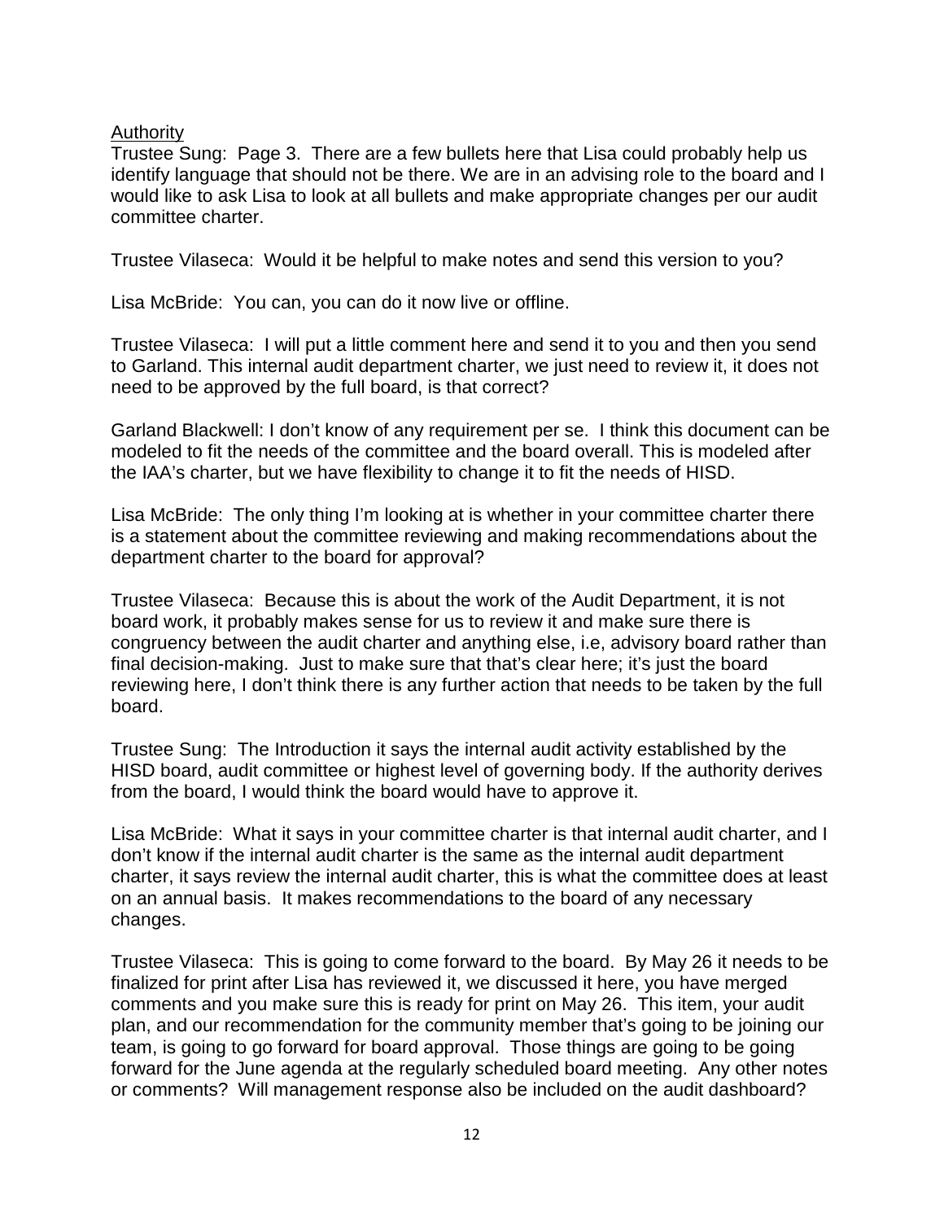<u>Authority</u>

Trustee Sung: Page 3. There are a few bullets here that Lisa could probably help us identify language that should not be there. We are in an advising role to the board and I would like to ask Lisa to look at all bullets and make appropriate changes per our audit committee charter.

Trustee Vilaseca: Would it be helpful to make notes and send this version to you?

Lisa McBride: You can, you can do it now live or offline.

Trustee Vilaseca: I will put a little comment here and send it to you and then you send to Garland. This internal audit department charter, we just need to review it, it does not need to be approved by the full board, is that correct?

Garland Blackwell: I don't know of any requirement per se. I think this document can be modeled to fit the needs of the committee and the board overall. This is modeled after the IAA's charter, but we have flexibility to change it to fit the needs of HISD.

Lisa McBride: The only thing I'm looking at is whether in your committee charter there is a statement about the committee reviewing and making recommendations about the department charter to the board for approval?

Trustee Vilaseca: Because this is about the work of the Audit Department, it is not board work, it probably makes sense for us to review it and make sure there is congruency between the audit charter and anything else, i.e, advisory board rather than final decision-making. Just to make sure that that's clear here; it's just the board reviewing here, I don't think there is any further action that needs to be taken by the full board.

Trustee Sung: The Introduction it says the internal audit activity established by the HISD board, audit committee or highest level of governing body. If the authority derives from the board, I would think the board would have to approve it.

Lisa McBride: What it says in your committee charter is that internal audit charter, and I don't know if the internal audit charter is the same as the internal audit department charter, it says review the internal audit charter, this is what the committee does at least on an annual basis. It makes recommendations to the board of any necessary changes.

Trustee Vilaseca: This is going to come forward to the board. By May 26 it needs to be finalized for print after Lisa has reviewed it, we discussed it here, you have merged comments and you make sure this is ready for print on May 26. This item, your audit plan, and our recommendation for the community member that's going to be joining our team, is going to go forward for board approval. Those things are going to be going forward for the June agenda at the regularly scheduled board meeting. Any other notes or comments? Will management response also be included on the audit dashboard?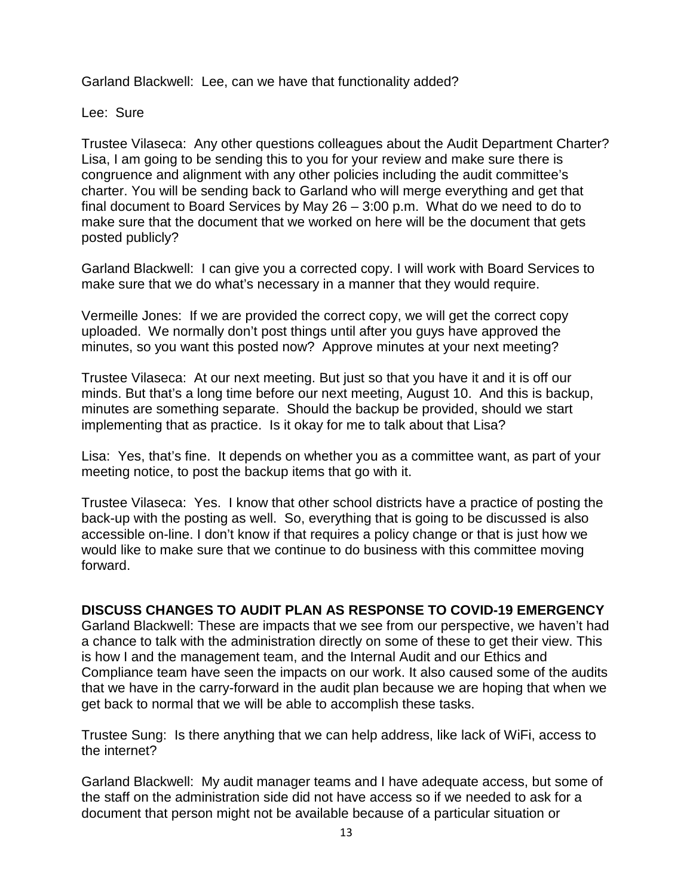Garland Blackwell: Lee, can we have that functionality added?

Lee: Sure

Trustee Vilaseca: Any other questions colleagues about the Audit Department Charter? Lisa, I am going to be sending this to you for your review and make sure there is congruence and alignment with any other policies including the audit committee's charter. You will be sending back to Garland who will merge everything and get that final document to Board Services by May 26 – 3:00 p.m. What do we need to do to make sure that the document that we worked on here will be the document that gets posted publicly?

Garland Blackwell: I can give you a corrected copy. I will work with Board Services to make sure that we do what's necessary in a manner that they would require.

Vermeille Jones: If we are provided the correct copy, we will get the correct copy uploaded. We normally don't post things until after you guys have approved the minutes, so you want this posted now? Approve minutes at your next meeting?

Trustee Vilaseca: At our next meeting. But just so that you have it and it is off our minds. But that's a long time before our next meeting, August 10. And this is backup, minutes are something separate. Should the backup be provided, should we start implementing that as practice. Is it okay for me to talk about that Lisa?

Lisa: Yes, that's fine. It depends on whether you as a committee want, as part of your meeting notice, to post the backup items that go with it.

Trustee Vilaseca: Yes. I know that other school districts have a practice of posting the back-up with the posting as well. So, everything that is going to be discussed is also accessible on-line. I don't know if that requires a policy change or that is just how we would like to make sure that we continue to do business with this committee moving forward.

**DISCUSS CHANGES TO AUDIT PLAN AS RESPONSE TO COVID-19 EMERGENCY**

Garland Blackwell: These are impacts that we see from our perspective, we haven't had a chance to talk with the administration directly on some of these to get their view. This is how I and the management team, and the Internal Audit and our Ethics and Compliance team have seen the impacts on our work. It also caused some of the audits that we have in the carry-forward in the audit plan because we are hoping that when we get back to normal that we will be able to accomplish these tasks.

Trustee Sung: Is there anything that we can help address, like lack of WiFi, access to the internet?

Garland Blackwell: My audit manager teams and I have adequate access, but some of the staff on the administration side did not have access so if we needed to ask for a document that person might not be available because of a particular situation or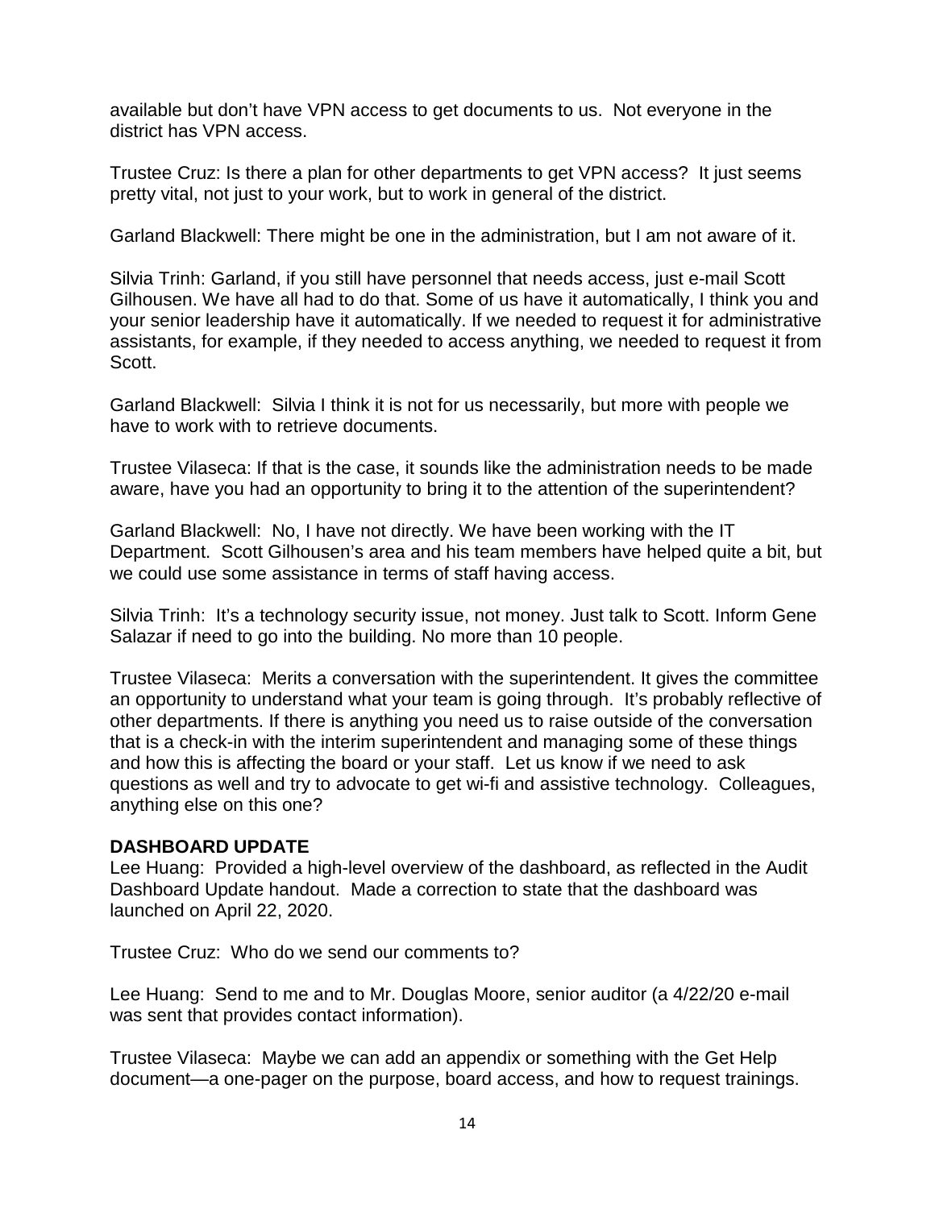available but don't have VPN access to get documents to us. Not everyone in the district has VPN access.

Trustee Cruz: Is there a plan for other departments to get VPN access? It just seems pretty vital, not just to your work, but to work in general of the district.

Garland Blackwell: There might be one in the administration, but I am not aware of it.

Silvia Trinh: Garland, if you still have personnel that needs access, just e-mail Scott Gilhousen. We have all had to do that. Some of us have it automatically, I think you and your senior leadership have it automatically. If we needed to request it for administrative assistants, for example, if they needed to access anything, we needed to request it from Scott.

Garland Blackwell: Silvia I think it is not for us necessarily, but more with people we have to work with to retrieve documents.

Trustee Vilaseca: If that is the case, it sounds like the administration needs to be made aware, have you had an opportunity to bring it to the attention of the superintendent?

Garland Blackwell: No, I have not directly. We have been working with the IT Department. Scott Gilhousen's area and his team members have helped quite a bit, but we could use some assistance in terms of staff having access.

Silvia Trinh: It's a technology security issue, not money. Just talk to Scott. Inform Gene Salazar if need to go into the building. No more than 10 people.

Trustee Vilaseca: Merits a conversation with the superintendent. It gives the committee an opportunity to understand what your team is going through. It's probably reflective of other departments. If there is anything you need us to raise outside of the conversation that is a check-in with the interim superintendent and managing some of these things and how this is affecting the board or your staff. Let us know if we need to ask questions as well and try to advocate to get wi-fi and assistive technology. Colleagues, anything else on this one?

**DASHBOARD UPDATE**

Lee Huang: Provided a high-level overview of the dashboard, as reflected in the Audit Dashboard Update handout. Made a correction to state that the dashboard was launched on April 22, 2020.

Trustee Cruz: Who do we send our comments to?

Lee Huang: Send to me and to Mr. Douglas Moore, senior auditor (a 4/22/20 e-mail was sent that provides contact information).

Trustee Vilaseca: Maybe we can add an appendix or something with the Get Help document—a one-pager on the purpose, board access, and how to request trainings.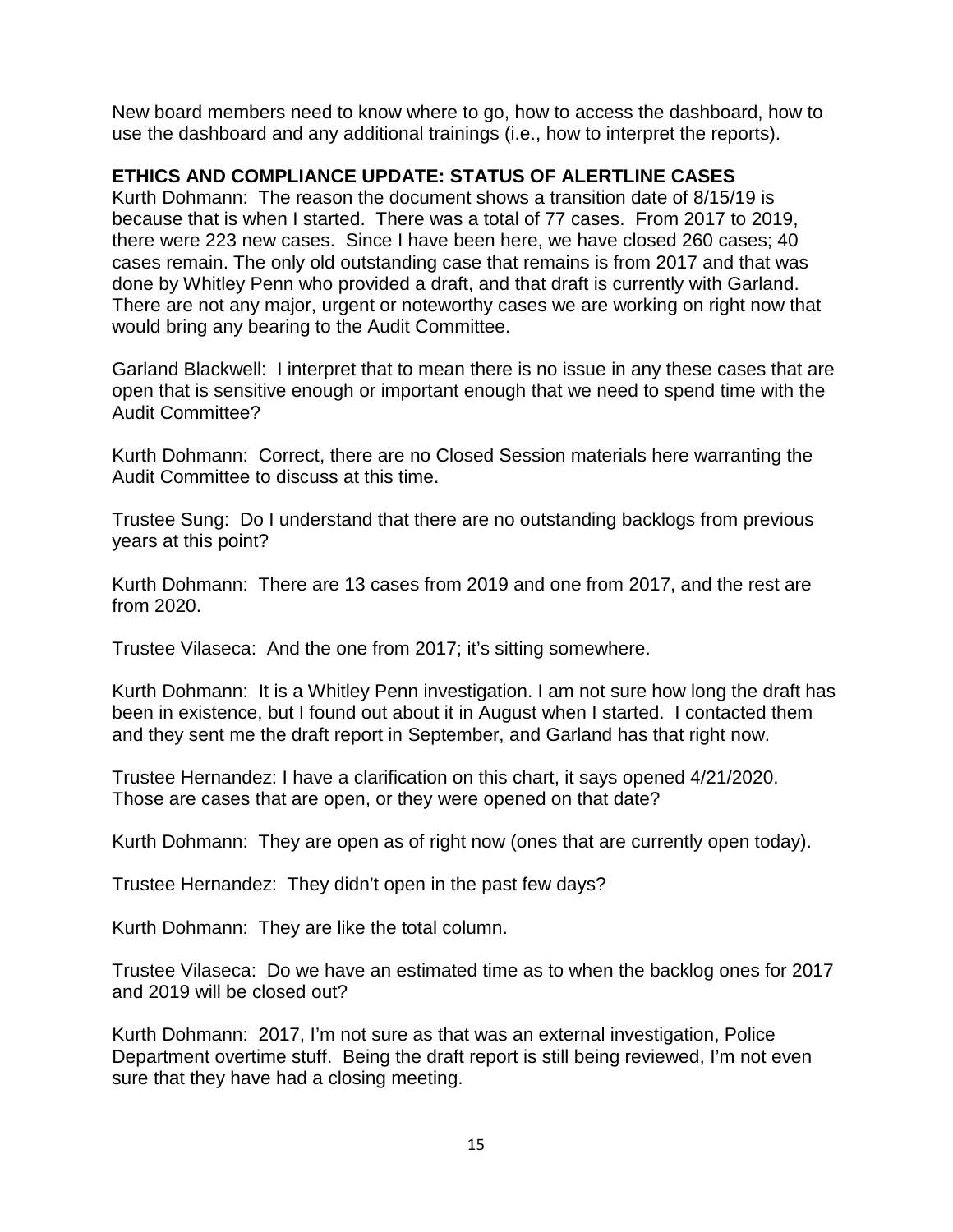New board members need to know where to go, how to access the dashboard, how to use the dashboard and any additional trainings (i.e., how to interpret the reports).

## ETHICS AND COMPLIANCE UPDATE: STATUS OF ALERTLINE CASES

Kurth Dohmann: The reason the document shows a transition date of 8/15/19 is because that is when I started. There was a total of 77 cases. From 2017 to 2019, there were 223 new cases. Since I have been here, we have closed 260 cases; 40 cases remain. The only old outstanding case that remains is from 2017 and that was done by Whitley Penn who provided a draft, and that draft is currently with Garland. There are not any major, urgent or noteworthy cases we are working on right now that would bring any bearing to the Audit Committee.

Garland Blackwell: I interpret that to mean there is no issue in any these cases that are open that is sensitive enough or important enough that we need to spend time with the Audit Committee?

Kurth Dohmann: Correct, there are no Closed Session materials here warranting the Audit Committee to discuss at this time.

Trustee Sung: Do I understand that there are no outstanding backlogs from previous years at this point?

Kurth Dohmann: There are 13 cases from 2019 and one from 2017, and the rest are from 2020.

Trustee Vilaseca: And the one from 2017; it's sitting somewhere.

Kurth Dohmann: It is a Whitley Penn investigation. I am not sure how long the draft has been in existence, but I found out about it in August when I started. I contacted them and they sent me the draft report in September, and Garland has that right now.

Trustee Hernandez: I have a clarification on this chart, it says opened 4/21/2020. Those are cases that are open, or they were opened on that date?

Kurth Dohmann: They are open as of right now (ones that are currently open today).

Trustee Hernandez: They didn't open in the past few days?

Kurth Dohmann: They are like the total column.

Trustee Vilaseca: Do we have an estimated time as to when the backlog ones for 2017 and 2019 will be closed out?

Kurth Dohmann: 2017, I'm not sure as that was an external investigation, Police Department overtime stuff. Being the draft report is still being reviewed, I'm not even sure that they have had a closing meeting.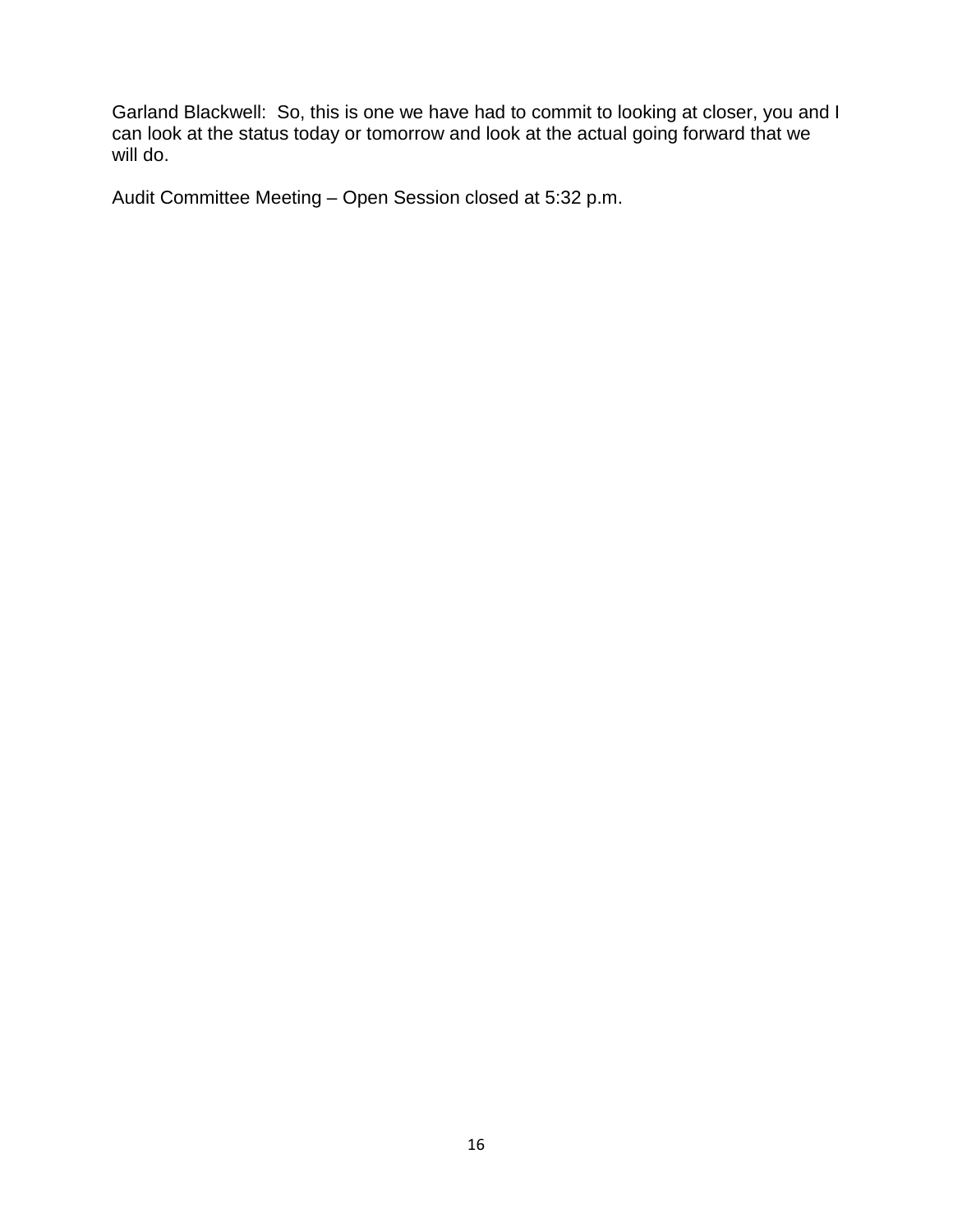Garland Blackwell: So, this is one we have had to commit to looking at closer, you and I can look at the status today or tomorrow and look at the actual going forward that we will do.

Audit Committee Meeting – Open Session closed at 5:32 p.m.